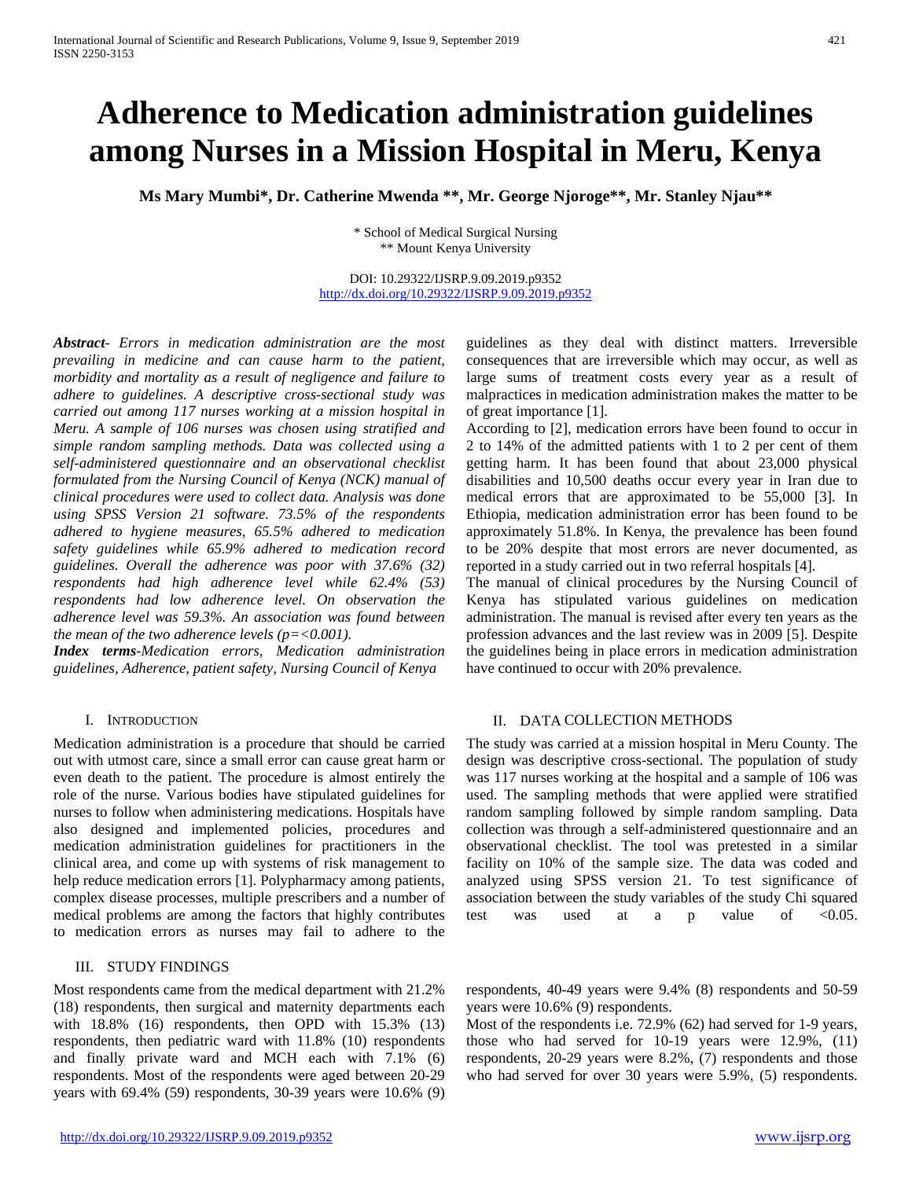# Adherence to Medication administration guidelines among Nurses in a Mission Hospital in Meru, Kenya

**Ms Mary Mumbi\*, Dr. Catherine Mwenda \*\*, Mr. George Njoroge\*\*, Mr. Stanley Njau\*\***

\* School of Medical Surgical Nursing
\*\* Mount Kenya University

DOI: 10.29322/IJSRP.9.09.2019.p9352
http://dx.doi.org/10.29322/IJSRP.9.09.2019.p9352

***Abstract***- *Errors in medication administration are the most prevailing in medicine and can cause harm to the patient, morbidity and mortality as a result of negligence and failure to adhere to guidelines. A descriptive cross-sectional study was carried out among 117 nurses working at a mission hospital in Meru. A sample of 106 nurses was chosen using stratified and simple random sampling methods. Data was collected using a self-administered questionnaire and an observational checklist formulated from the Nursing Council of Kenya (NCK) manual of clinical procedures were used to collect data. Analysis was done using SPSS Version 21 software. 73.5% of the respondents adhered to hygiene measures, 65.5% adhered to medication safety guidelines while 65.9% adhered to medication record guidelines. Overall the adherence was poor with 37.6% (32) respondents had high adherence level while 62.4% (53) respondents had low adherence level. On observation the adherence level was 59.3%. An association was found between the mean of the two adherence levels (p=<0.001).*

***Index terms***-*Medication errors, Medication administration guidelines, Adherence, patient safety, Nursing Council of Kenya*

## I. Introduction

Medication administration is a procedure that should be carried out with utmost care, since a small error can cause great harm or even death to the patient. The procedure is almost entirely the role of the nurse. Various bodies have stipulated guidelines for nurses to follow when administering medications. Hospitals have also designed and implemented policies, procedures and medication administration guidelines for practitioners in the clinical area, and come up with systems of risk management to help reduce medication errors [1]. Polypharmacy among patients, complex disease processes, multiple prescribers and a number of medical problems are among the factors that highly contributes to medication errors as nurses may fail to adhere to the guidelines as they deal with distinct matters. Irreversible consequences that are irreversible which may occur, as well as large sums of treatment costs every year as a result of malpractices in medication administration makes the matter to be of great importance [1].

According to [2], medication errors have been found to occur in 2 to 14% of the admitted patients with 1 to 2 per cent of them getting harm. It has been found that about 23,000 physical disabilities and 10,500 deaths occur every year in Iran due to medical errors that are approximated to be 55,000 [3]. In Ethiopia, medication administration error has been found to be approximately 51.8%. In Kenya, the prevalence has been found to be 20% despite that most errors are never documented, as reported in a study carried out in two referral hospitals [4].

The manual of clinical procedures by the Nursing Council of Kenya has stipulated various guidelines on medication administration. The manual is revised after every ten years as the profession advances and the last review was in 2009 [5]. Despite the guidelines being in place errors in medication administration have continued to occur with 20% prevalence.

## II. Data Collection Methods

The study was carried at a mission hospital in Meru County. The design was descriptive cross-sectional. The population of study was 117 nurses working at the hospital and a sample of 106 was used. The sampling methods that were applied were stratified random sampling followed by simple random sampling. Data collection was through a self-administered questionnaire and an observational checklist. The tool was pretested in a similar facility on 10% of the sample size. The data was coded and analyzed using SPSS version 21. To test significance of association between the study variables of the study Chi squared test was used at a p value of <0.05.

## III. Study Findings

Most respondents came from the medical department with 21.2% (18) respondents, then surgical and maternity departments each with 18.8% (16) respondents, then OPD with 15.3% (13) respondents, then pediatric ward with 11.8% (10) respondents and finally private ward and MCH each with 7.1% (6) respondents. Most of the respondents were aged between 20-29 years with 69.4% (59) respondents, 30-39 years were 10.6% (9) respondents, 40-49 years were 9.4% (8) respondents and 50-59 years were 10.6% (9) respondents.

Most of the respondents i.e. 72.9% (62) had served for 1-9 years, those who had served for 10-19 years were 12.9%, (11) respondents, 20-29 years were 8.2%, (7) respondents and those who had served for over 30 years were 5.9%, (5) respondents.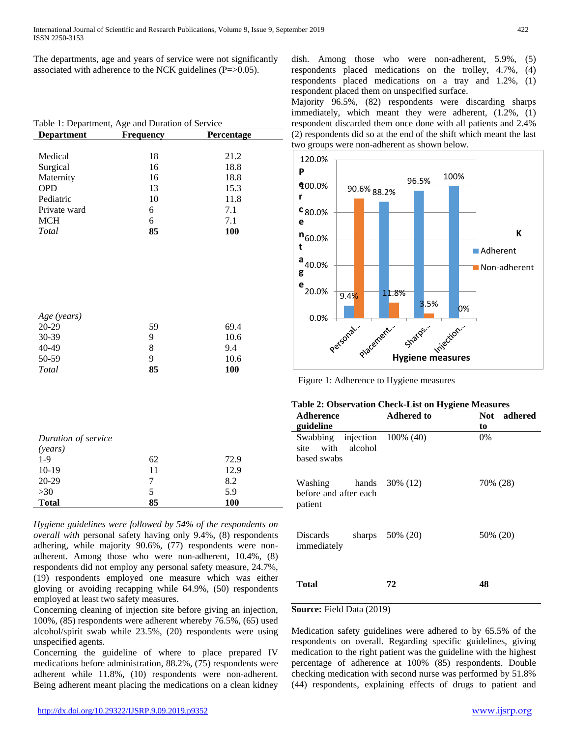The departments, age and years of service were not significantly associated with adherence to the NCK guidelines (P=>0.05).

Table 1: Department, Age and Duration of Service

| Department | Frequency | Percentage |
|---|---|---|
| Medical | 18 | 21.2 |
| Surgical | 16 | 18.8 |
| Maternity | 16 | 18.8 |
| OPD | 13 | 15.3 |
| Pediatric | 10 | 11.8 |
| Private ward | 6 | 7.1 |
| MCH | 6 | 7.1 |
| *Total* | **85** | **100** |
| *Age (years)* | | |
| 20-29 | 59 | 69.4 |
| 30-39 | 9 | 10.6 |
| 40-49 | 8 | 9.4 |
| 50-59 | 9 | 10.6 |
| *Total* | **85** | **100** |
| *Duration of service (years)* | | |
| 1-9 | 62 | 72.9 |
| 10-19 | 11 | 12.9 |
| 20-29 | 7 | 8.2 |
| >30 | 5 | 5.9 |
| **Total** | **85** | **100** |

*Hygiene guidelines were followed by 54% of the respondents on overall with* personal safety having only 9.4%, (8) respondents adhering, while majority 90.6%, (77) respondents were non-adherent. Among those who were non-adherent, 10.4%, (8) respondents did not employ any personal safety measure, 24.7%, (19) respondents employed one measure which was either gloving or avoiding recapping while 64.9%, (50) respondents employed at least two safety measures.

Concerning cleaning of injection site before giving an injection, 100%, (85) respondents were adherent whereby 76.5%, (65) used alcohol/spirit swab while 23.5%, (20) respondents were using unspecified agents.

Concerning the guideline of where to place prepared IV medications before administration, 88.2%, (75) respondents were adherent while 11.8%, (10) respondents were non-adherent. Being adherent meant placing the medications on a clean kidney dish. Among those who were non-adherent, 5.9%, (5) respondents placed medications on the trolley, 4.7%, (4) respondents placed medications on a tray and 1.2%, (1) respondent placed them on unspecified surface.

Majority 96.5%, (82) respondents were discarding sharps immediately, which meant they were adherent, (1.2%, (1) respondent discarded them once done with all patients and 2.4% (2) respondents did so at the end of the shift which meant the last two groups were non-adherent as shown below.

| Hygiene measures | Adherent | Non-adherent |
|---|---|---|
| Personal... | 9.4% | 90.6% |
| Placement... | 88.2% | 11.8% |
| Sharps... | 96.5% | 3.5% |
| Injection... | 100% | 0% |

Figure 1: Adherence to Hygiene measures

**Table 2: Observation Check-List on Hygiene Measures**

| Adherence guideline | Adhered to | Not adhered to |
|---|---|---|
| Swabbing injection site with alcohol based swabs | 100% (40) | 0% |
| Washing hands before and after each patient | 30% (12) | 70% (28) |
| Discards sharps immediately | 50% (20) | 50% (20) |
| **Total** | **72** | **48** |

**Source:** Field Data (2019)

Medication safety guidelines were adhered to by 65.5% of the respondents on overall. Regarding specific guidelines, giving medication to the right patient was the guideline with the highest percentage of adherence at 100% (85) respondents. Double checking medication with second nurse was performed by 51.8% (44) respondents, explaining effects of drugs to patient and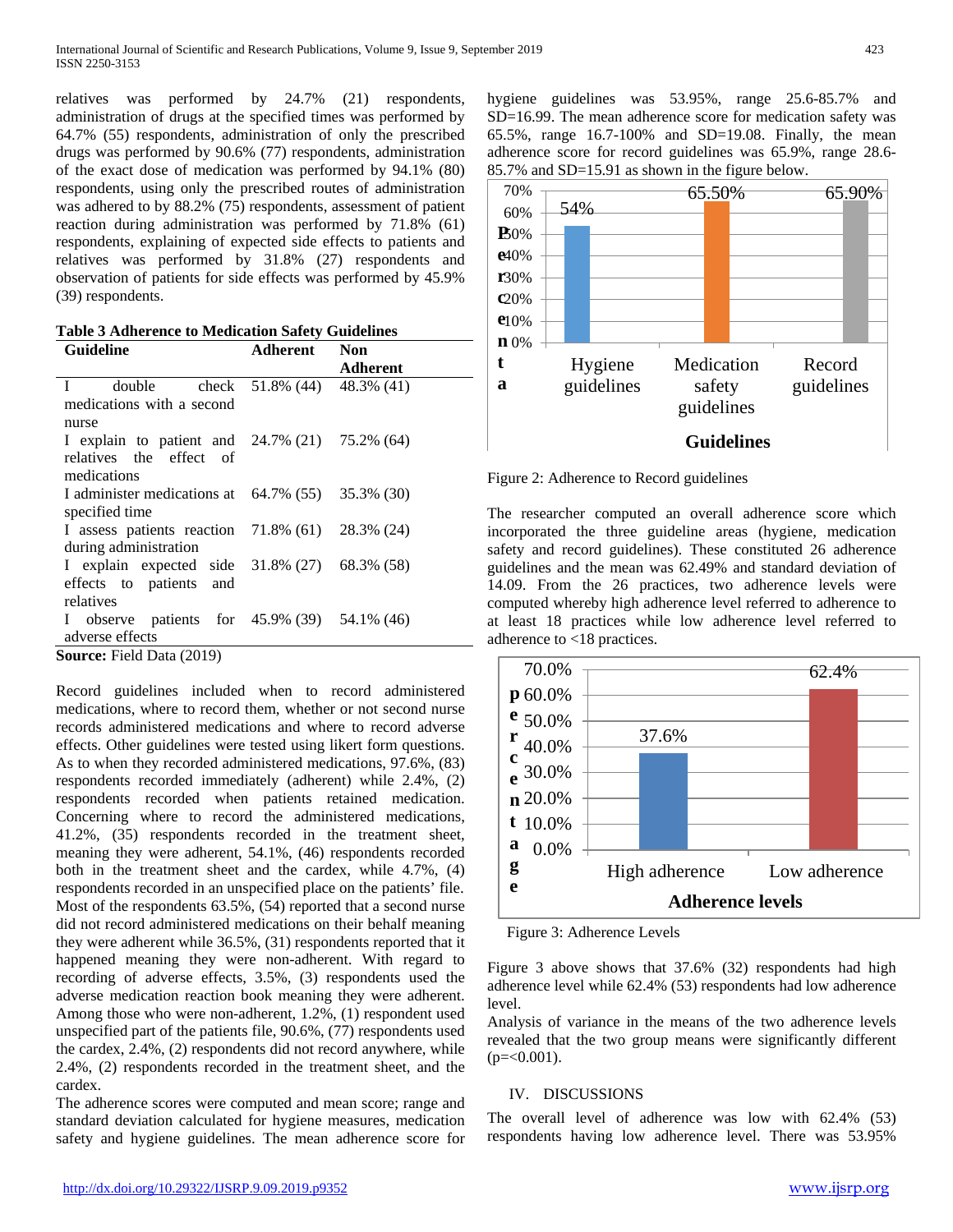relatives was performed by 24.7% (21) respondents, administration of drugs at the specified times was performed by 64.7% (55) respondents, administration of only the prescribed drugs was performed by 90.6% (77) respondents, administration of the exact dose of medication was performed by 94.1% (80) respondents, using only the prescribed routes of administration was adhered to by 88.2% (75) respondents, assessment of patient reaction during administration was performed by 71.8% (61) respondents, explaining of expected side effects to patients and relatives was performed by 31.8% (27) respondents and observation of patients for side effects was performed by 45.9% (39) respondents.

**Table 3 Adherence to Medication Safety Guidelines**

| Guideline | Adherent | Non Adherent |
|---|---|---|
| I double check medications with a second nurse | 51.8% (44) | 48.3% (41) |
| I explain to patient and relatives the effect of medications | 24.7% (21) | 75.2% (64) |
| I administer medications at specified time | 64.7% (55) | 35.3% (30) |
| I assess patients reaction during administration | 71.8% (61) | 28.3% (24) |
| I explain expected side effects to patients and relatives | 31.8% (27) | 68.3% (58) |
| I observe patients for adverse effects | 45.9% (39) | 54.1% (46) |

**Source:** Field Data (2019)

Record guidelines included when to record administered medications, where to record them, whether or not second nurse records administered medications and where to record adverse effects. Other guidelines were tested using likert form questions. As to when they recorded administered medications, 97.6%, (83) respondents recorded immediately (adherent) while 2.4%, (2) respondents recorded when patients retained medication. Concerning where to record the administered medications, 41.2%, (35) respondents recorded in the treatment sheet, meaning they were adherent, 54.1%, (46) respondents recorded both in the treatment sheet and the cardex, while 4.7%, (4) respondents recorded in an unspecified place on the patients' file. Most of the respondents 63.5%, (54) reported that a second nurse did not record administered medications on their behalf meaning they were adherent while 36.5%, (31) respondents reported that it happened meaning they were non-adherent. With regard to recording of adverse effects, 3.5%, (3) respondents used the adverse medication reaction book meaning they were adherent. Among those who were non-adherent, 1.2%, (1) respondent used unspecified part of the patients file, 90.6%, (77) respondents used the cardex, 2.4%, (2) respondents did not record anywhere, while 2.4%, (2) respondents recorded in the treatment sheet, and the cardex.

The adherence scores were computed and mean score; range and standard deviation calculated for hygiene measures, medication safety and hygiene guidelines. The mean adherence score for hygiene guidelines was 53.95%, range 25.6-85.7% and SD=16.99. The mean adherence score for medication safety was 65.5%, range 16.7-100% and SD=19.08. Finally, the mean adherence score for record guidelines was 65.9%, range 28.6-85.7% and SD=15.91 as shown in the figure below.

Figure 2: Adherence to Record guidelines

The researcher computed an overall adherence score which incorporated the three guideline areas (hygiene, medication safety and record guidelines). These constituted 26 adherence guidelines and the mean was 62.49% and standard deviation of 14.09. From the 26 practices, two adherence levels were computed whereby high adherence level referred to adherence to at least 18 practices while low adherence level referred to adherence to <18 practices.

Figure 3: Adherence Levels

Figure 3 above shows that 37.6% (32) respondents had high adherence level while 62.4% (53) respondents had low adherence level.

Analysis of variance in the means of the two adherence levels revealed that the two group means were significantly different (p=<0.001).

## IV. DISCUSSIONS

The overall level of adherence was low with 62.4% (53) respondents having low adherence level. There was 53.95%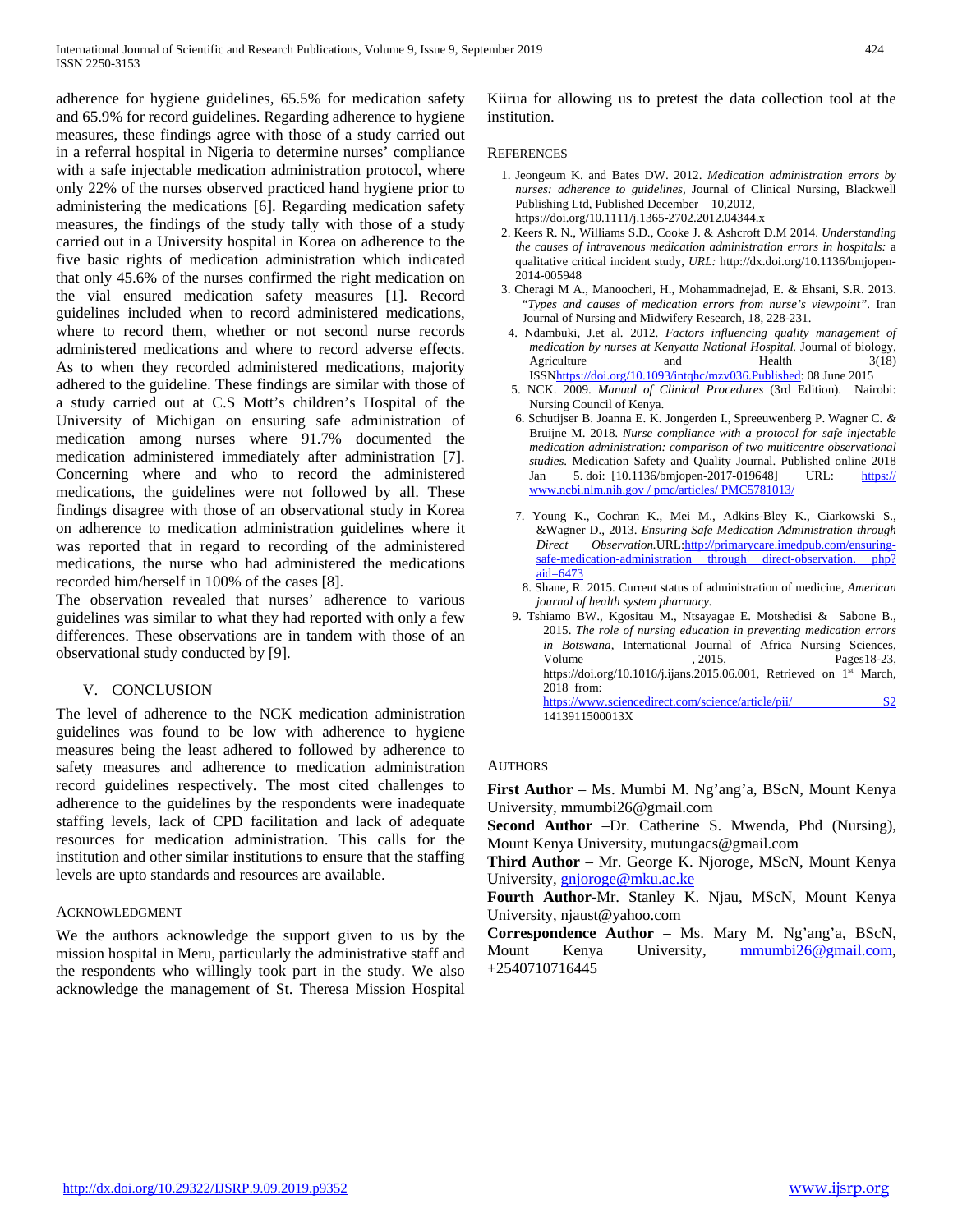adherence for hygiene guidelines, 65.5% for medication safety and 65.9% for record guidelines. Regarding adherence to hygiene measures, these findings agree with those of a study carried out in a referral hospital in Nigeria to determine nurses' compliance with a safe injectable medication administration protocol, where only 22% of the nurses observed practiced hand hygiene prior to administering the medications [6]. Regarding medication safety measures, the findings of the study tally with those of a study carried out in a University hospital in Korea on adherence to the five basic rights of medication administration which indicated that only 45.6% of the nurses confirmed the right medication on the vial ensured medication safety measures [1]. Record guidelines included when to record administered medications, where to record them, whether or not second nurse records administered medications and where to record adverse effects. As to when they recorded administered medications, majority adhered to the guideline. These findings are similar with those of a study carried out at C.S Mott's children's Hospital of the University of Michigan on ensuring safe administration of medication among nurses where 91.7% documented the medication administered immediately after administration [7]. Concerning where and who to record the administered medications, the guidelines were not followed by all. These findings disagree with those of an observational study in Korea on adherence to medication administration guidelines where it was reported that in regard to recording of the administered medications, the nurse who had administered the medications recorded him/herself in 100% of the cases [8].

The observation revealed that nurses' adherence to various guidelines was similar to what they had reported with only a few differences. These observations are in tandem with those of an observational study conducted by [9].

## V. Conclusion

The level of adherence to the NCK medication administration guidelines was found to be low with adherence to hygiene measures being the least adhered to followed by adherence to safety measures and adherence to medication administration record guidelines respectively. The most cited challenges to adherence to the guidelines by the respondents were inadequate staffing levels, lack of CPD facilitation and lack of adequate resources for medication administration. This calls for the institution and other similar institutions to ensure that the staffing levels are upto standards and resources are available.

## Acknowledgment

We the authors acknowledge the support given to us by the mission hospital in Meru, particularly the administrative staff and the respondents who willingly took part in the study. We also acknowledge the management of St. Theresa Mission Hospital Kiirua for allowing us to pretest the data collection tool at the institution.

## References

1. Jeongeum K. and Bates DW. 2012. *Medication administration errors by nurses: adherence to guidelines,* Journal of Clinical Nursing, Blackwell Publishing Ltd, Published December 10,2012, https://doi.org/10.1111/j.1365-2702.2012.04344.x
2. Keers R. N., Williams S.D., Cooke J. & Ashcroft D.M 2014. *Understanding the causes of intravenous medication administration errors in hospitals:* a qualitative critical incident study, *URL:* http://dx.doi.org/10.1136/bmjopen-2014-005948
3. Cheragi M A., Manoocheri, H., Mohammadnejad, E. & Ehsani, S.R. 2013. *"Types and causes of medication errors from nurse's viewpoint".* Iran Journal of Nursing and Midwifery Research, 18, 228-231.
4. Ndambuki, J.et al. 2012. *Factors influencing quality management of medication by nurses at Kenyatta National Hospital.* Journal of biology, Agriculture and Health 3(18) ISSNhttps://doi.org/10.1093/intqhc/mzv036.Published: 08 June 2015
5. NCK. 2009. *Manual of Clinical Procedures* (3rd Edition). Nairobi: Nursing Council of Kenya.
6. Schutijser B. Joanna E. K. Jongerden I., Spreeuwenberg P. Wagner C. & Bruijne M. 2018. *Nurse compliance with a protocol for safe injectable medication administration: comparison of two multicentre observational studies.* Medication Safety and Quality Journal. Published online 2018 Jan 5. doi: [10.1136/bmjopen-2017-019648] URL: https:// www.ncbi.nlm.nih.gov / pmc/articles/ PMC5781013/
7. Young K., Cochran K., Mei M., Adkins-Bley K., Ciarkowski S., &Wagner D., 2013. *Ensuring Safe Medication Administration through Direct Observation.*URL:http://primarycare.imedpub.com/ensuring-safe-medication-administration through direct-observation. php?aid=6473
8. Shane, R. 2015. Current status of administration of medicine, *American journal of health system pharmacy.*
9. Tshiamo BW., Kgositau M., Ntsayagae E. Motshedisi & Sabone B., 2015. *The role of nursing education in preventing medication errors in Botswana,* International Journal of Africa Nursing Sciences, Volume , 2015, Pages18-23, https://doi.org/10.1016/j.ijans.2015.06.001, Retrieved on 1st March, 2018 from: https://www.sciencedirect.com/science/article/pii/ S2 1413911500013X

## Authors

**First Author** – Ms. Mumbi M. Ng'ang'a, BScN, Mount Kenya University, mmumbi26@gmail.com

**Second Author** –Dr. Catherine S. Mwenda, Phd (Nursing), Mount Kenya University, mutungacs@gmail.com

**Third Author** – Mr. George K. Njoroge, MScN, Mount Kenya University, gnjoroge@mku.ac.ke

**Fourth Author**-Mr. Stanley K. Njau, MScN, Mount Kenya University, njaust@yahoo.com

**Correspondence Author** – Ms. Mary M. Ng'ang'a, BScN, Mount Kenya University, mmumbi26@gmail.com, +2540710716445